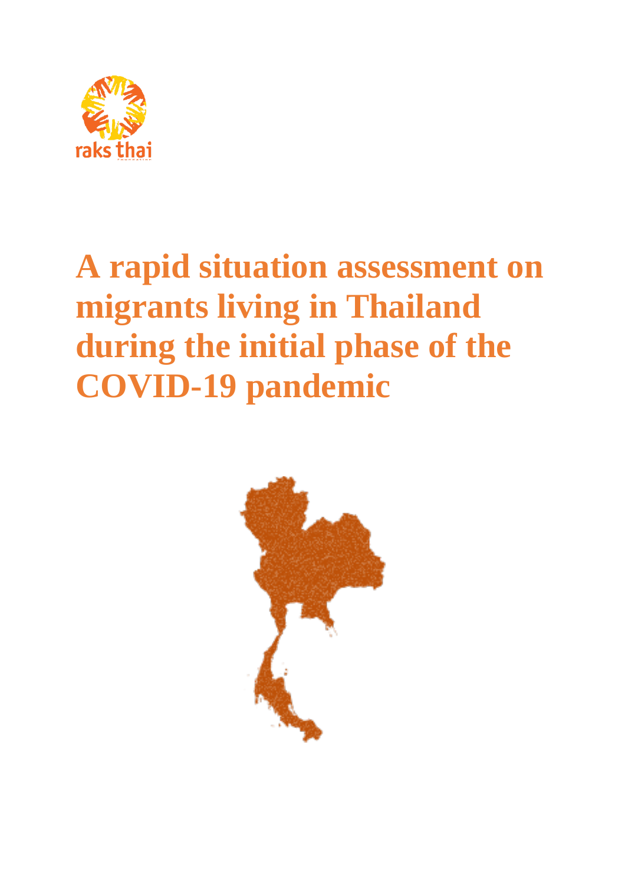raks thai

# A rapid situation assessment on migrants living in Thailand during the initial phase of the COVID-19 pandemic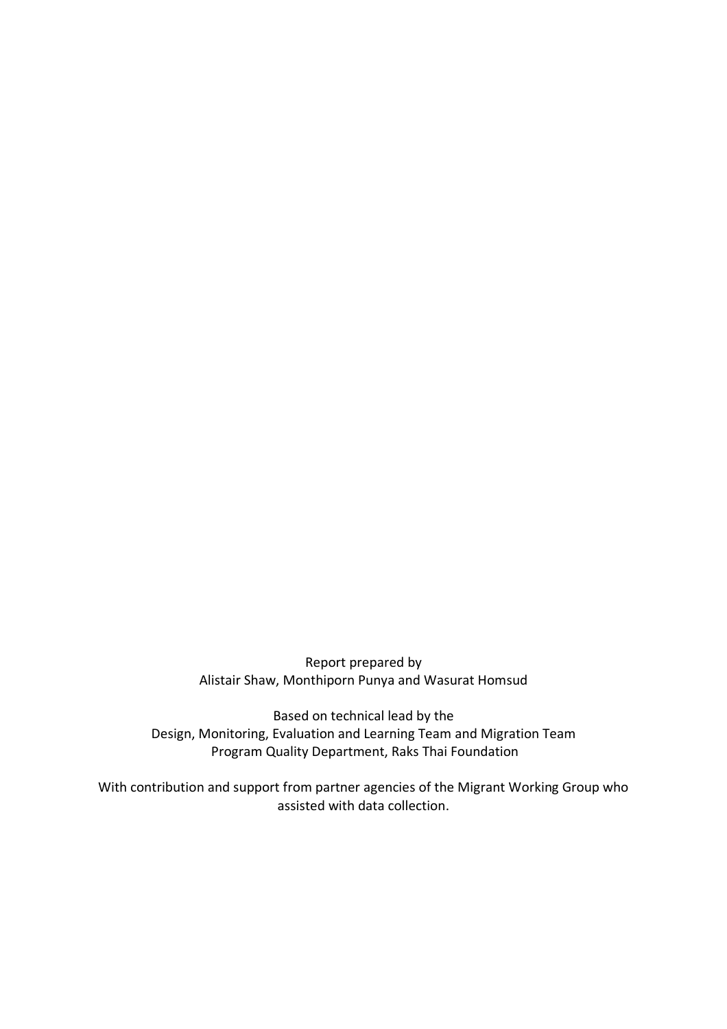Report prepared by
Alistair Shaw, Monthiporn Punya and Wasurat Homsud

Based on technical lead by the
Design, Monitoring, Evaluation and Learning Team and Migration Team
Program Quality Department, Raks Thai Foundation

With contribution and support from partner agencies of the Migrant Working Group who assisted with data collection.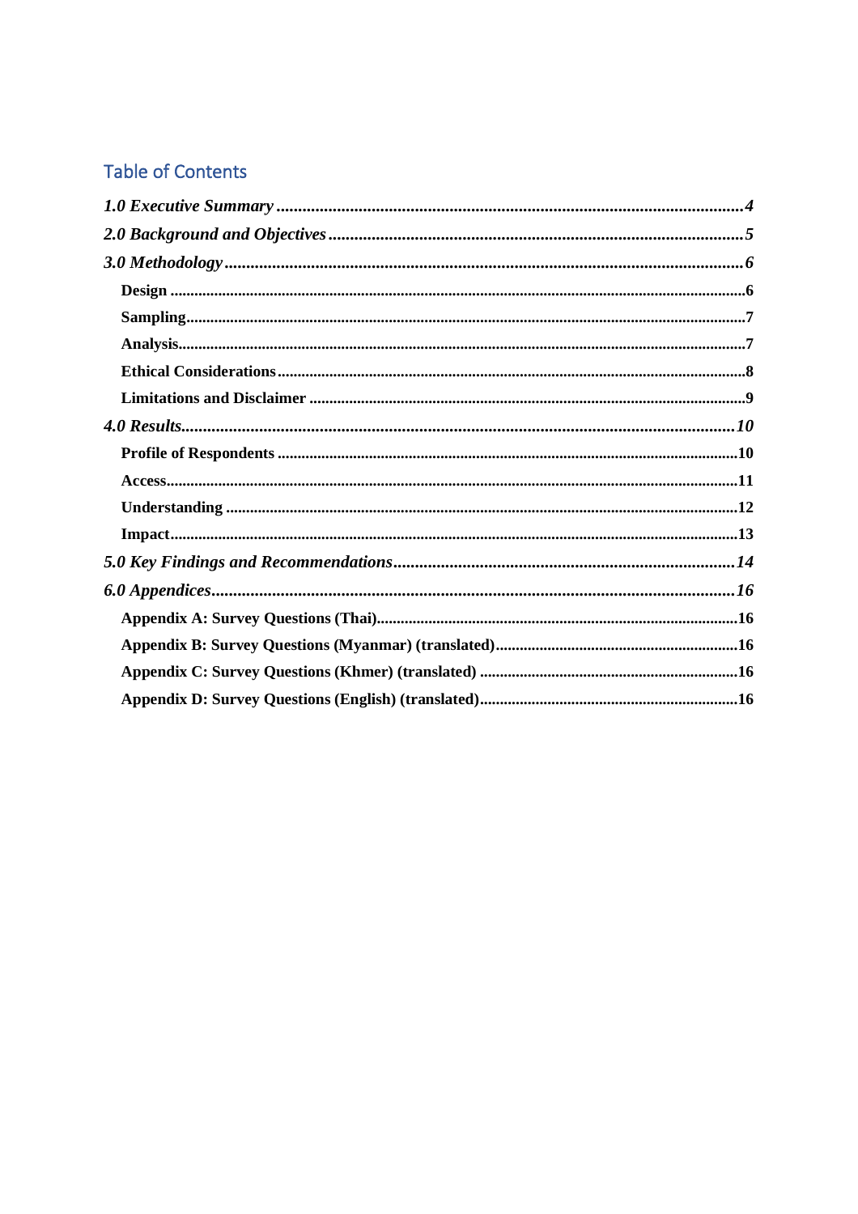## Table of Contents

*1.0 Executive Summary* ........................................................................................................ *4*

*2.0 Background and Objectives* ........................................................................................... *5*

*3.0 Methodology* .................................................................................................................. *6*

- **Design** .......................................................................................................................... **6**
- **Sampling** ...................................................................................................................... **7**
- **Analysis** ........................................................................................................................ **7**
- **Ethical Considerations** ................................................................................................ **8**
- **Limitations and Disclaimer** ........................................................................................ **9**

*4.0 Results* ........................................................................................................................... *10*

- **Profile of Respondents** ................................................................................................ **10**
- **Access** .......................................................................................................................... **11**
- **Understanding** ............................................................................................................. **12**
- **Impact** ......................................................................................................................... **13**

*5.0 Key Findings and Recommendations* ............................................................................ *14*

*6.0 Appendices* ..................................................................................................................... *16*

- **Appendix A: Survey Questions (Thai)** ......................................................................... **16**
- **Appendix B: Survey Questions (Myanmar) (translated)** ............................................ **16**
- **Appendix C: Survey Questions (Khmer) (translated)** ................................................ **16**
- **Appendix D: Survey Questions (English) (translated)** ............................................... **16**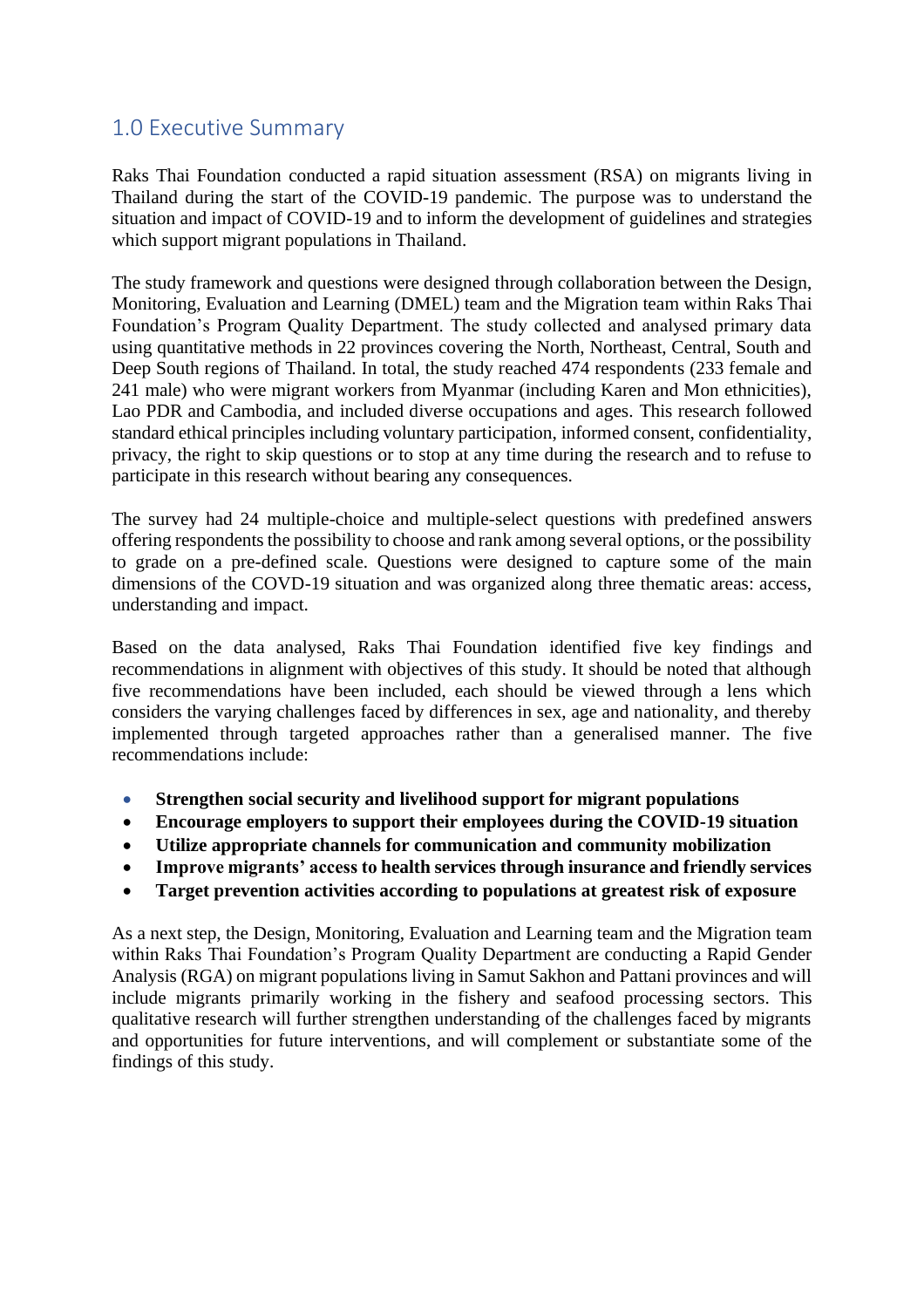## 1.0 Executive Summary

Raks Thai Foundation conducted a rapid situation assessment (RSA) on migrants living in Thailand during the start of the COVID-19 pandemic. The purpose was to understand the situation and impact of COVID-19 and to inform the development of guidelines and strategies which support migrant populations in Thailand.

The study framework and questions were designed through collaboration between the Design, Monitoring, Evaluation and Learning (DMEL) team and the Migration team within Raks Thai Foundation's Program Quality Department. The study collected and analysed primary data using quantitative methods in 22 provinces covering the North, Northeast, Central, South and Deep South regions of Thailand. In total, the study reached 474 respondents (233 female and 241 male) who were migrant workers from Myanmar (including Karen and Mon ethnicities), Lao PDR and Cambodia, and included diverse occupations and ages. This research followed standard ethical principles including voluntary participation, informed consent, confidentiality, privacy, the right to skip questions or to stop at any time during the research and to refuse to participate in this research without bearing any consequences.

The survey had 24 multiple-choice and multiple-select questions with predefined answers offering respondents the possibility to choose and rank among several options, or the possibility to grade on a pre-defined scale. Questions were designed to capture some of the main dimensions of the COVD-19 situation and was organized along three thematic areas: access, understanding and impact.

Based on the data analysed, Raks Thai Foundation identified five key findings and recommendations in alignment with objectives of this study. It should be noted that although five recommendations have been included, each should be viewed through a lens which considers the varying challenges faced by differences in sex, age and nationality, and thereby implemented through targeted approaches rather than a generalised manner. The five recommendations include:

- **Strengthen social security and livelihood support for migrant populations**
- **Encourage employers to support their employees during the COVID-19 situation**
- **Utilize appropriate channels for communication and community mobilization**
- **Improve migrants' access to health services through insurance and friendly services**
- **Target prevention activities according to populations at greatest risk of exposure**

As a next step, the Design, Monitoring, Evaluation and Learning team and the Migration team within Raks Thai Foundation's Program Quality Department are conducting a Rapid Gender Analysis (RGA) on migrant populations living in Samut Sakhon and Pattani provinces and will include migrants primarily working in the fishery and seafood processing sectors. This qualitative research will further strengthen understanding of the challenges faced by migrants and opportunities for future interventions, and will complement or substantiate some of the findings of this study.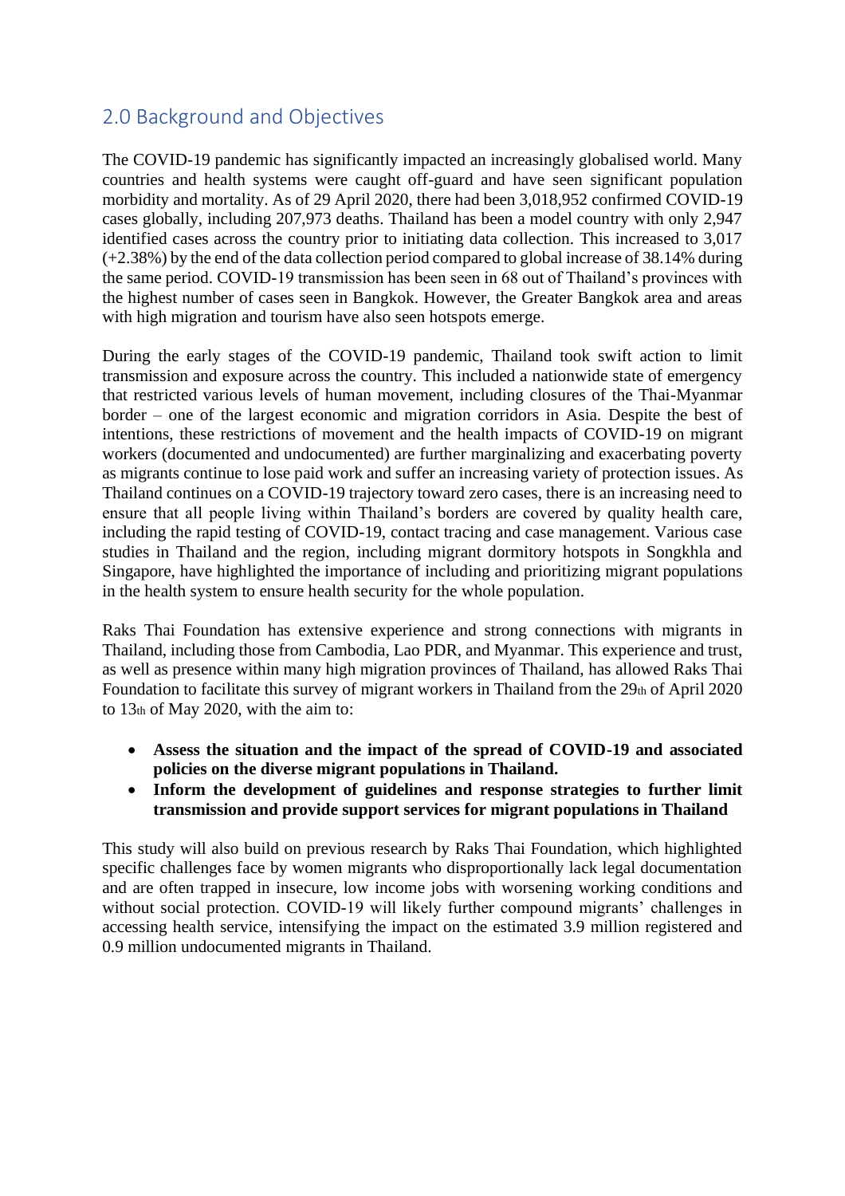## 2.0 Background and Objectives

The COVID-19 pandemic has significantly impacted an increasingly globalised world. Many countries and health systems were caught off-guard and have seen significant population morbidity and mortality. As of 29 April 2020, there had been 3,018,952 confirmed COVID-19 cases globally, including 207,973 deaths. Thailand has been a model country with only 2,947 identified cases across the country prior to initiating data collection. This increased to 3,017 (+2.38%) by the end of the data collection period compared to global increase of 38.14% during the same period. COVID-19 transmission has been seen in 68 out of Thailand's provinces with the highest number of cases seen in Bangkok. However, the Greater Bangkok area and areas with high migration and tourism have also seen hotspots emerge.

During the early stages of the COVID-19 pandemic, Thailand took swift action to limit transmission and exposure across the country. This included a nationwide state of emergency that restricted various levels of human movement, including closures of the Thai-Myanmar border – one of the largest economic and migration corridors in Asia. Despite the best of intentions, these restrictions of movement and the health impacts of COVID-19 on migrant workers (documented and undocumented) are further marginalizing and exacerbating poverty as migrants continue to lose paid work and suffer an increasing variety of protection issues. As Thailand continues on a COVID-19 trajectory toward zero cases, there is an increasing need to ensure that all people living within Thailand's borders are covered by quality health care, including the rapid testing of COVID-19, contact tracing and case management. Various case studies in Thailand and the region, including migrant dormitory hotspots in Songkhla and Singapore, have highlighted the importance of including and prioritizing migrant populations in the health system to ensure health security for the whole population.

Raks Thai Foundation has extensive experience and strong connections with migrants in Thailand, including those from Cambodia, Lao PDR, and Myanmar. This experience and trust, as well as presence within many high migration provinces of Thailand, has allowed Raks Thai Foundation to facilitate this survey of migrant workers in Thailand from the 29th of April 2020 to 13th of May 2020, with the aim to:

- **Assess the situation and the impact of the spread of COVID-19 and associated policies on the diverse migrant populations in Thailand.**
- **Inform the development of guidelines and response strategies to further limit transmission and provide support services for migrant populations in Thailand**

This study will also build on previous research by Raks Thai Foundation, which highlighted specific challenges face by women migrants who disproportionally lack legal documentation and are often trapped in insecure, low income jobs with worsening working conditions and without social protection. COVID-19 will likely further compound migrants' challenges in accessing health service, intensifying the impact on the estimated 3.9 million registered and 0.9 million undocumented migrants in Thailand.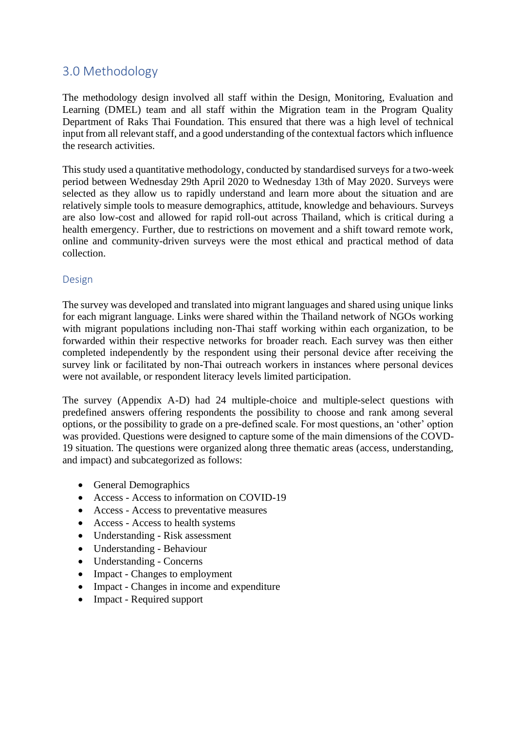## 3.0 Methodology

The methodology design involved all staff within the Design, Monitoring, Evaluation and Learning (DMEL) team and all staff within the Migration team in the Program Quality Department of Raks Thai Foundation. This ensured that there was a high level of technical input from all relevant staff, and a good understanding of the contextual factors which influence the research activities.

This study used a quantitative methodology, conducted by standardised surveys for a two-week period between Wednesday 29th April 2020 to Wednesday 13th of May 2020. Surveys were selected as they allow us to rapidly understand and learn more about the situation and are relatively simple tools to measure demographics, attitude, knowledge and behaviours. Surveys are also low-cost and allowed for rapid roll-out across Thailand, which is critical during a health emergency. Further, due to restrictions on movement and a shift toward remote work, online and community-driven surveys were the most ethical and practical method of data collection.

### Design

The survey was developed and translated into migrant languages and shared using unique links for each migrant language. Links were shared within the Thailand network of NGOs working with migrant populations including non-Thai staff working within each organization, to be forwarded within their respective networks for broader reach. Each survey was then either completed independently by the respondent using their personal device after receiving the survey link or facilitated by non-Thai outreach workers in instances where personal devices were not available, or respondent literacy levels limited participation.

The survey (Appendix A-D) had 24 multiple-choice and multiple-select questions with predefined answers offering respondents the possibility to choose and rank among several options, or the possibility to grade on a pre-defined scale. For most questions, an 'other' option was provided. Questions were designed to capture some of the main dimensions of the COVD-19 situation. The questions were organized along three thematic areas (access, understanding, and impact) and subcategorized as follows:

- General Demographics
- Access - Access to information on COVID-19
- Access - Access to preventative measures
- Access - Access to health systems
- Understanding - Risk assessment
- Understanding - Behaviour
- Understanding - Concerns
- Impact - Changes to employment
- Impact - Changes in income and expenditure
- Impact - Required support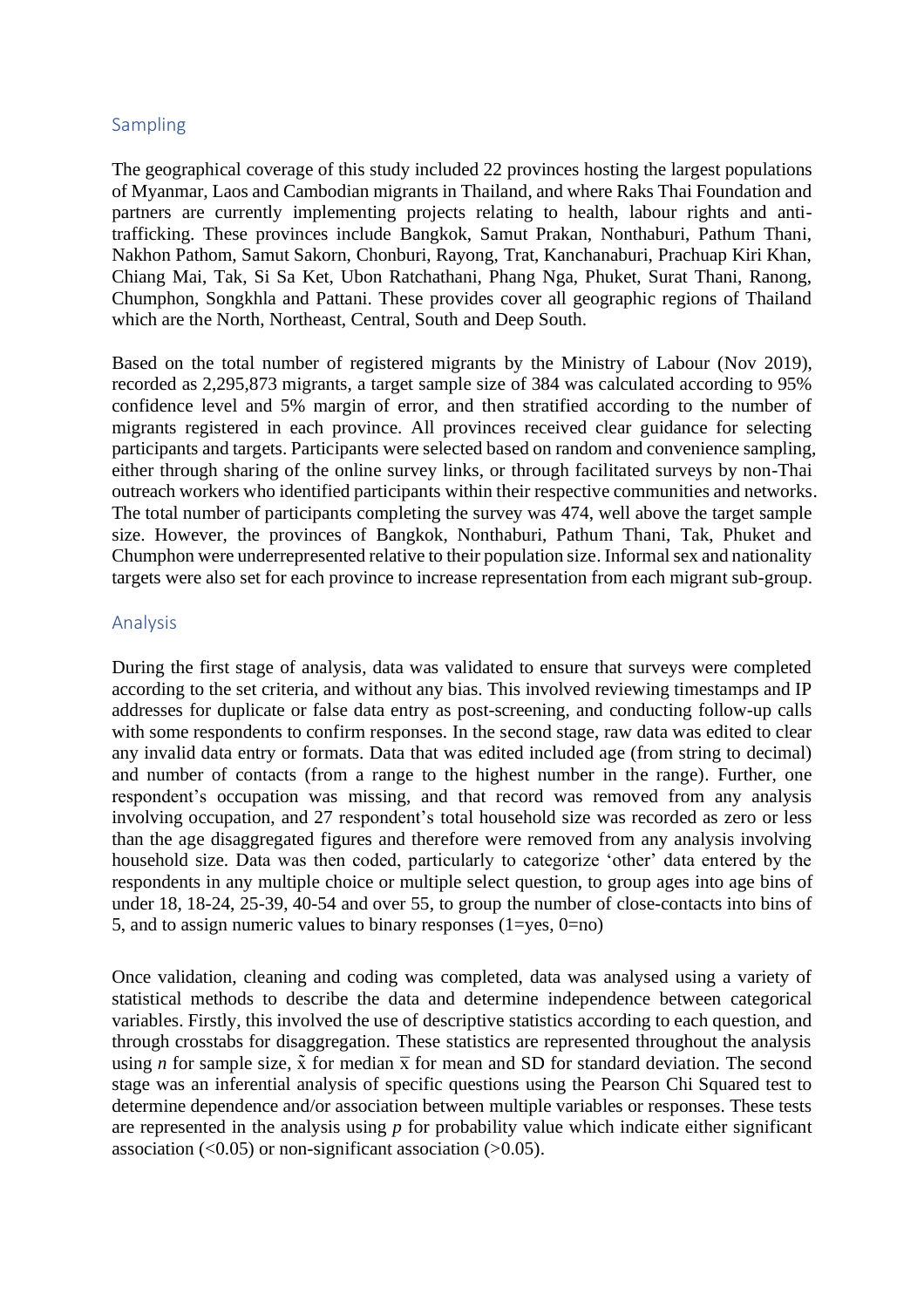## Sampling

The geographical coverage of this study included 22 provinces hosting the largest populations of Myanmar, Laos and Cambodian migrants in Thailand, and where Raks Thai Foundation and partners are currently implementing projects relating to health, labour rights and anti-trafficking. These provinces include Bangkok, Samut Prakan, Nonthaburi, Pathum Thani, Nakhon Pathom, Samut Sakorn, Chonburi, Rayong, Trat, Kanchanaburi, Prachuap Kiri Khan, Chiang Mai, Tak, Si Sa Ket, Ubon Ratchathani, Phang Nga, Phuket, Surat Thani, Ranong, Chumphon, Songkhla and Pattani. These provides cover all geographic regions of Thailand which are the North, Northeast, Central, South and Deep South.

Based on the total number of registered migrants by the Ministry of Labour (Nov 2019), recorded as 2,295,873 migrants, a target sample size of 384 was calculated according to 95% confidence level and 5% margin of error, and then stratified according to the number of migrants registered in each province. All provinces received clear guidance for selecting participants and targets. Participants were selected based on random and convenience sampling, either through sharing of the online survey links, or through facilitated surveys by non-Thai outreach workers who identified participants within their respective communities and networks. The total number of participants completing the survey was 474, well above the target sample size. However, the provinces of Bangkok, Nonthaburi, Pathum Thani, Tak, Phuket and Chumphon were underrepresented relative to their population size. Informal sex and nationality targets were also set for each province to increase representation from each migrant sub-group.

## Analysis

During the first stage of analysis, data was validated to ensure that surveys were completed according to the set criteria, and without any bias. This involved reviewing timestamps and IP addresses for duplicate or false data entry as post-screening, and conducting follow-up calls with some respondents to confirm responses. In the second stage, raw data was edited to clear any invalid data entry or formats. Data that was edited included age (from string to decimal) and number of contacts (from a range to the highest number in the range). Further, one respondent's occupation was missing, and that record was removed from any analysis involving occupation, and 27 respondent's total household size was recorded as zero or less than the age disaggregated figures and therefore were removed from any analysis involving household size. Data was then coded, particularly to categorize 'other' data entered by the respondents in any multiple choice or multiple select question, to group ages into age bins of under 18, 18-24, 25-39, 40-54 and over 55, to group the number of close-contacts into bins of 5, and to assign numeric values to binary responses (1=yes, 0=no)

Once validation, cleaning and coding was completed, data was analysed using a variety of statistical methods to describe the data and determine independence between categorical variables. Firstly, this involved the use of descriptive statistics according to each question, and through crosstabs for disaggregation. These statistics are represented throughout the analysis using $n$ for sample size, $\tilde{x}$ for median $\bar{x}$ for mean and SD for standard deviation. The second stage was an inferential analysis of specific questions using the Pearson Chi Squared test to determine dependence and/or association between multiple variables or responses. These tests are represented in the analysis using $p$ for probability value which indicate either significant association ($<0.05$) or non-significant association ($>0.05$).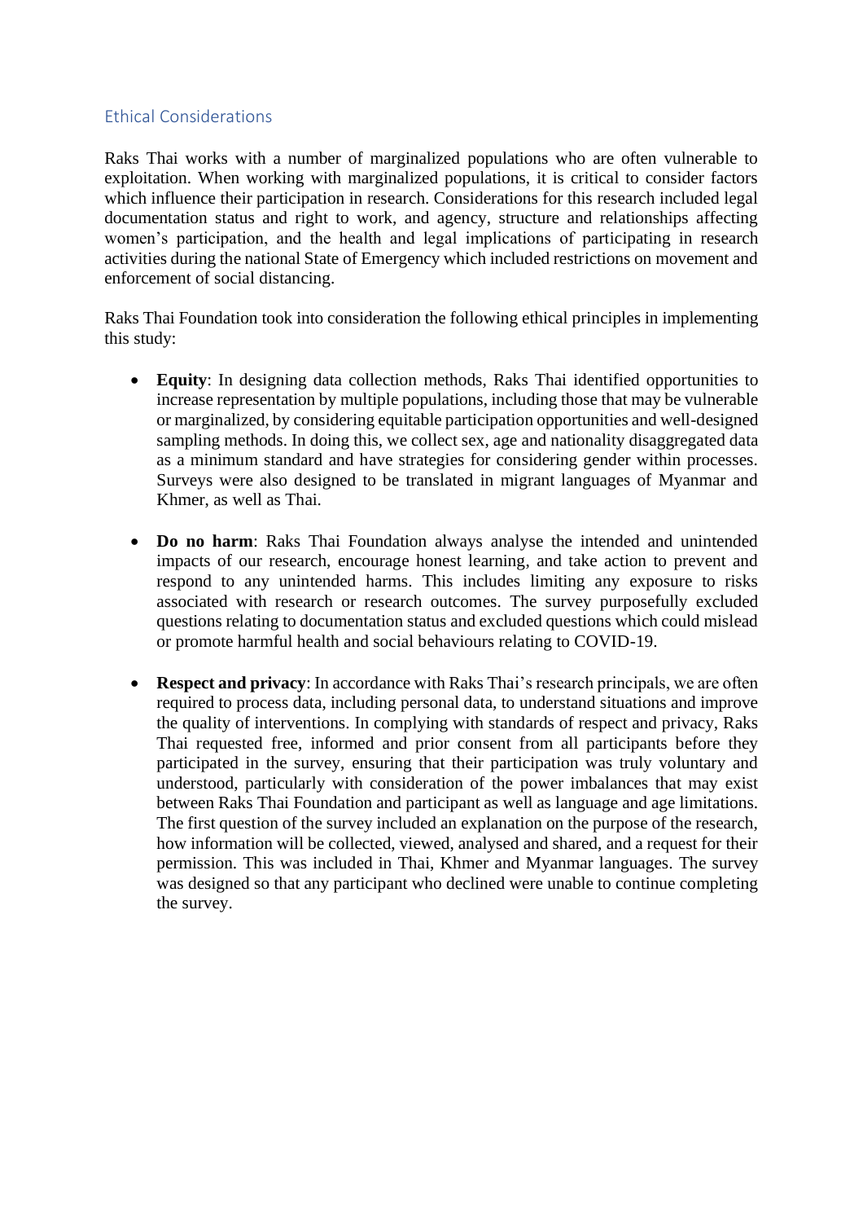## Ethical Considerations

Raks Thai works with a number of marginalized populations who are often vulnerable to exploitation. When working with marginalized populations, it is critical to consider factors which influence their participation in research. Considerations for this research included legal documentation status and right to work, and agency, structure and relationships affecting women's participation, and the health and legal implications of participating in research activities during the national State of Emergency which included restrictions on movement and enforcement of social distancing.

Raks Thai Foundation took into consideration the following ethical principles in implementing this study:

- **Equity**: In designing data collection methods, Raks Thai identified opportunities to increase representation by multiple populations, including those that may be vulnerable or marginalized, by considering equitable participation opportunities and well-designed sampling methods. In doing this, we collect sex, age and nationality disaggregated data as a minimum standard and have strategies for considering gender within processes. Surveys were also designed to be translated in migrant languages of Myanmar and Khmer, as well as Thai.

- **Do no harm**: Raks Thai Foundation always analyse the intended and unintended impacts of our research, encourage honest learning, and take action to prevent and respond to any unintended harms. This includes limiting any exposure to risks associated with research or research outcomes. The survey purposefully excluded questions relating to documentation status and excluded questions which could mislead or promote harmful health and social behaviours relating to COVID-19.

- **Respect and privacy**: In accordance with Raks Thai's research principals, we are often required to process data, including personal data, to understand situations and improve the quality of interventions. In complying with standards of respect and privacy, Raks Thai requested free, informed and prior consent from all participants before they participated in the survey, ensuring that their participation was truly voluntary and understood, particularly with consideration of the power imbalances that may exist between Raks Thai Foundation and participant as well as language and age limitations. The first question of the survey included an explanation on the purpose of the research, how information will be collected, viewed, analysed and shared, and a request for their permission. This was included in Thai, Khmer and Myanmar languages. The survey was designed so that any participant who declined were unable to continue completing the survey.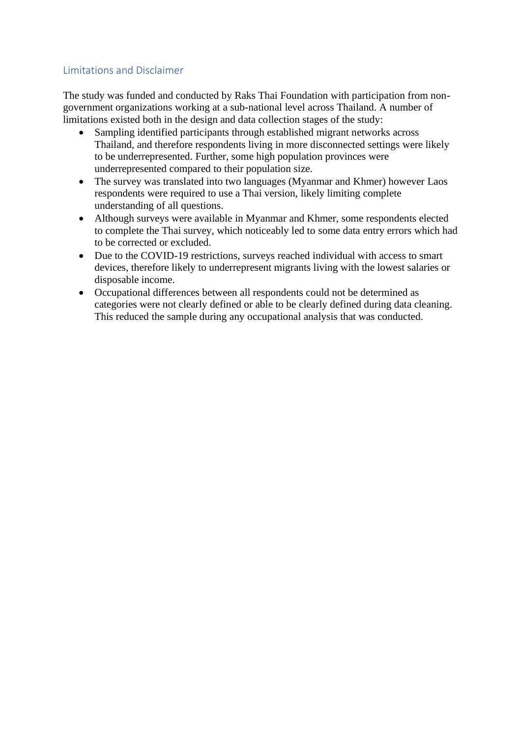## Limitations and Disclaimer

The study was funded and conducted by Raks Thai Foundation with participation from non-government organizations working at a sub-national level across Thailand. A number of limitations existed both in the design and data collection stages of the study:

- Sampling identified participants through established migrant networks across Thailand, and therefore respondents living in more disconnected settings were likely to be underrepresented. Further, some high population provinces were underrepresented compared to their population size.
- The survey was translated into two languages (Myanmar and Khmer) however Laos respondents were required to use a Thai version, likely limiting complete understanding of all questions.
- Although surveys were available in Myanmar and Khmer, some respondents elected to complete the Thai survey, which noticeably led to some data entry errors which had to be corrected or excluded.
- Due to the COVID-19 restrictions, surveys reached individual with access to smart devices, therefore likely to underrepresent migrants living with the lowest salaries or disposable income.
- Occupational differences between all respondents could not be determined as categories were not clearly defined or able to be clearly defined during data cleaning. This reduced the sample during any occupational analysis that was conducted.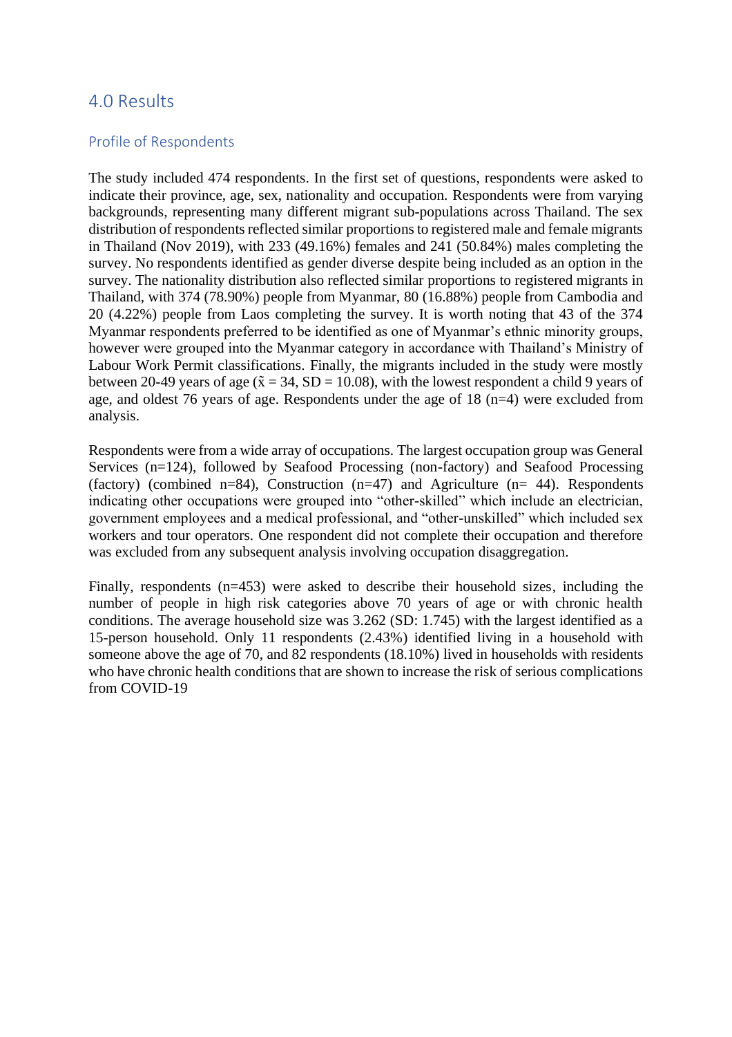# 4.0 Results

## Profile of Respondents

The study included 474 respondents. In the first set of questions, respondents were asked to indicate their province, age, sex, nationality and occupation. Respondents were from varying backgrounds, representing many different migrant sub-populations across Thailand. The sex distribution of respondents reflected similar proportions to registered male and female migrants in Thailand (Nov 2019), with 233 (49.16%) females and 241 (50.84%) males completing the survey. No respondents identified as gender diverse despite being included as an option in the survey. The nationality distribution also reflected similar proportions to registered migrants in Thailand, with 374 (78.90%) people from Myanmar, 80 (16.88%) people from Cambodia and 20 (4.22%) people from Laos completing the survey. It is worth noting that 43 of the 374 Myanmar respondents preferred to be identified as one of Myanmar's ethnic minority groups, however were grouped into the Myanmar category in accordance with Thailand's Ministry of Labour Work Permit classifications. Finally, the migrants included in the study were mostly between 20-49 years of age ($\tilde{x} = 34$, SD = 10.08), with the lowest respondent a child 9 years of age, and oldest 76 years of age. Respondents under the age of 18 (n=4) were excluded from analysis.

Respondents were from a wide array of occupations. The largest occupation group was General Services (n=124), followed by Seafood Processing (non-factory) and Seafood Processing (factory) (combined n=84), Construction (n=47) and Agriculture (n= 44). Respondents indicating other occupations were grouped into "other-skilled" which include an electrician, government employees and a medical professional, and "other-unskilled" which included sex workers and tour operators. One respondent did not complete their occupation and therefore was excluded from any subsequent analysis involving occupation disaggregation.

Finally, respondents (n=453) were asked to describe their household sizes, including the number of people in high risk categories above 70 years of age or with chronic health conditions. The average household size was 3.262 (SD: 1.745) with the largest identified as a 15-person household. Only 11 respondents (2.43%) identified living in a household with someone above the age of 70, and 82 respondents (18.10%) lived in households with residents who have chronic health conditions that are shown to increase the risk of serious complications from COVID-19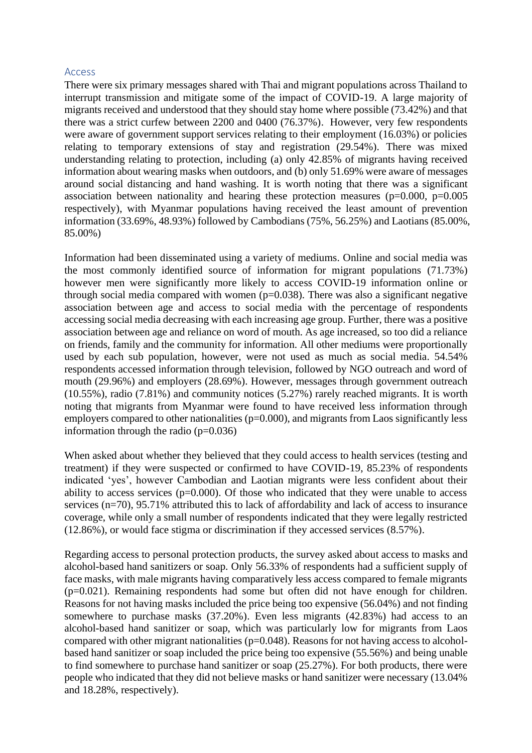## Access

There were six primary messages shared with Thai and migrant populations across Thailand to interrupt transmission and mitigate some of the impact of COVID-19. A large majority of migrants received and understood that they should stay home where possible (73.42%) and that there was a strict curfew between 2200 and 0400 (76.37%). However, very few respondents were aware of government support services relating to their employment (16.03%) or policies relating to temporary extensions of stay and registration (29.54%). There was mixed understanding relating to protection, including (a) only 42.85% of migrants having received information about wearing masks when outdoors, and (b) only 51.69% were aware of messages around social distancing and hand washing. It is worth noting that there was a significant association between nationality and hearing these protection measures ($p=0.000$, $p=0.005$ respectively), with Myanmar populations having received the least amount of prevention information (33.69%, 48.93%) followed by Cambodians (75%, 56.25%) and Laotians (85.00%, 85.00%)

Information had been disseminated using a variety of mediums. Online and social media was the most commonly identified source of information for migrant populations (71.73%) however men were significantly more likely to access COVID-19 information online or through social media compared with women ($p=0.038$). There was also a significant negative association between age and access to social media with the percentage of respondents accessing social media decreasing with each increasing age group. Further, there was a positive association between age and reliance on word of mouth. As age increased, so too did a reliance on friends, family and the community for information. All other mediums were proportionally used by each sub population, however, were not used as much as social media. 54.54% respondents accessed information through television, followed by NGO outreach and word of mouth (29.96%) and employers (28.69%). However, messages through government outreach (10.55%), radio (7.81%) and community notices (5.27%) rarely reached migrants. It is worth noting that migrants from Myanmar were found to have received less information through employers compared to other nationalities ($p=0.000$), and migrants from Laos significantly less information through the radio ($p=0.036$)

When asked about whether they believed that they could access to health services (testing and treatment) if they were suspected or confirmed to have COVID-19, 85.23% of respondents indicated 'yes', however Cambodian and Laotian migrants were less confident about their ability to access services ($p=0.000$). Of those who indicated that they were unable to access services ($n=70$), 95.71% attributed this to lack of affordability and lack of access to insurance coverage, while only a small number of respondents indicated that they were legally restricted (12.86%), or would face stigma or discrimination if they accessed services (8.57%).

Regarding access to personal protection products, the survey asked about access to masks and alcohol-based hand sanitizers or soap. Only 56.33% of respondents had a sufficient supply of face masks, with male migrants having comparatively less access compared to female migrants ($p=0.021$). Remaining respondents had some but often did not have enough for children. Reasons for not having masks included the price being too expensive (56.04%) and not finding somewhere to purchase masks (37.20%). Even less migrants (42.83%) had access to an alcohol-based hand sanitizer or soap, which was particularly low for migrants from Laos compared with other migrant nationalities ($p=0.048$). Reasons for not having access to alcohol-based hand sanitizer or soap included the price being too expensive (55.56%) and being unable to find somewhere to purchase hand sanitizer or soap (25.27%). For both products, there were people who indicated that they did not believe masks or hand sanitizer were necessary (13.04% and 18.28%, respectively).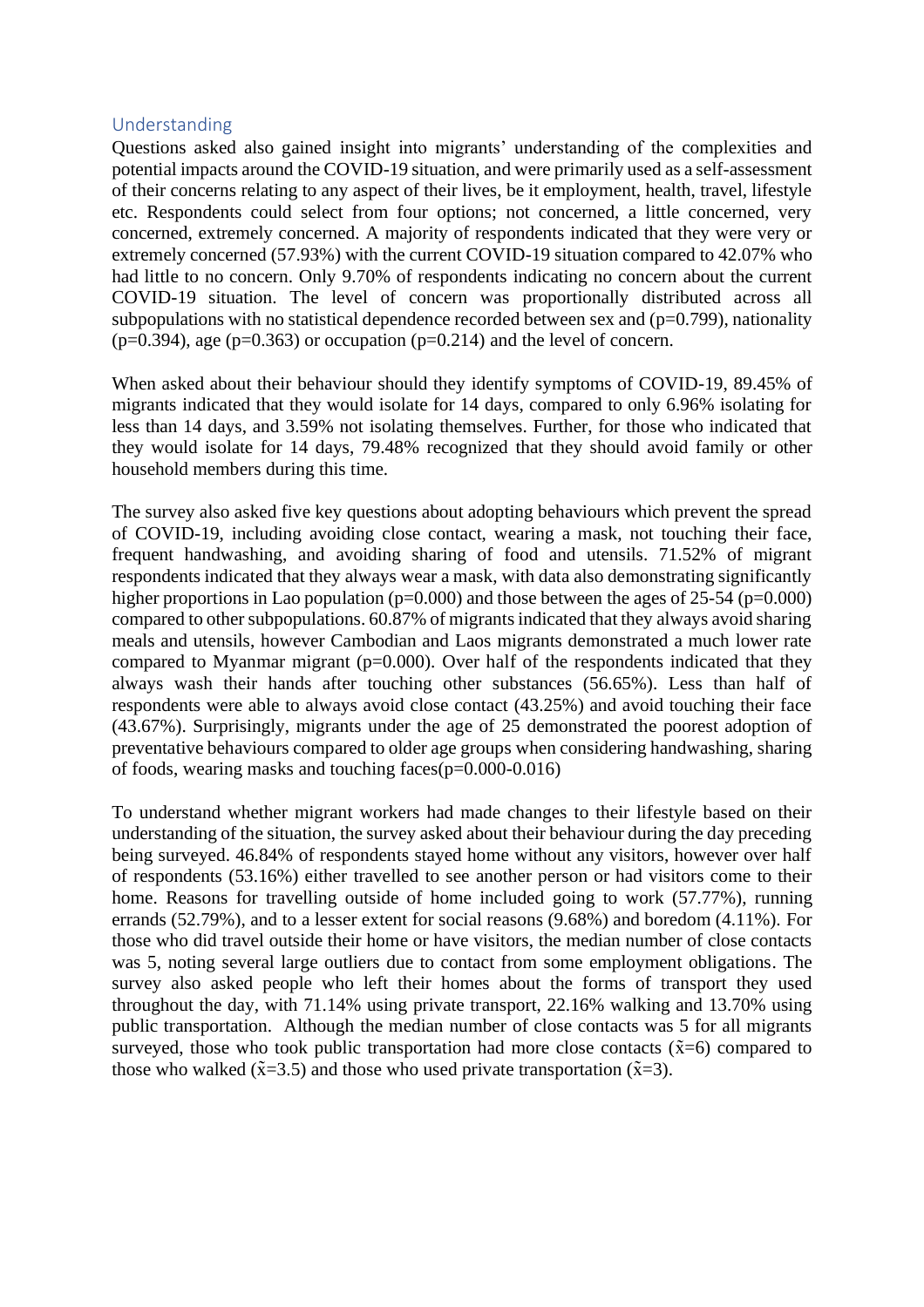## Understanding

Questions asked also gained insight into migrants' understanding of the complexities and potential impacts around the COVID-19 situation, and were primarily used as a self-assessment of their concerns relating to any aspect of their lives, be it employment, health, travel, lifestyle etc. Respondents could select from four options; not concerned, a little concerned, very concerned, extremely concerned. A majority of respondents indicated that they were very or extremely concerned (57.93%) with the current COVID-19 situation compared to 42.07% who had little to no concern. Only 9.70% of respondents indicating no concern about the current COVID-19 situation. The level of concern was proportionally distributed across all subpopulations with no statistical dependence recorded between sex and ($p=0.799$), nationality ($p=0.394$), age ($p=0.363$) or occupation ($p=0.214$) and the level of concern.

When asked about their behaviour should they identify symptoms of COVID-19, 89.45% of migrants indicated that they would isolate for 14 days, compared to only 6.96% isolating for less than 14 days, and 3.59% not isolating themselves. Further, for those who indicated that they would isolate for 14 days, 79.48% recognized that they should avoid family or other household members during this time.

The survey also asked five key questions about adopting behaviours which prevent the spread of COVID-19, including avoiding close contact, wearing a mask, not touching their face, frequent handwashing, and avoiding sharing of food and utensils. 71.52% of migrant respondents indicated that they always wear a mask, with data also demonstrating significantly higher proportions in Lao population ($p=0.000$) and those between the ages of 25-54 ($p=0.000$) compared to other subpopulations. 60.87% of migrants indicated that they always avoid sharing meals and utensils, however Cambodian and Laos migrants demonstrated a much lower rate compared to Myanmar migrant ($p=0.000$). Over half of the respondents indicated that they always wash their hands after touching other substances (56.65%). Less than half of respondents were able to always avoid close contact (43.25%) and avoid touching their face (43.67%). Surprisingly, migrants under the age of 25 demonstrated the poorest adoption of preventative behaviours compared to older age groups when considering handwashing, sharing of foods, wearing masks and touching faces($p=0.000$-$0.016$)

To understand whether migrant workers had made changes to their lifestyle based on their understanding of the situation, the survey asked about their behaviour during the day preceding being surveyed. 46.84% of respondents stayed home without any visitors, however over half of respondents (53.16%) either travelled to see another person or had visitors come to their home. Reasons for travelling outside of home included going to work (57.77%), running errands (52.79%), and to a lesser extent for social reasons (9.68%) and boredom (4.11%). For those who did travel outside their home or have visitors, the median number of close contacts was 5, noting several large outliers due to contact from some employment obligations. The survey also asked people who left their homes about the forms of transport they used throughout the day, with 71.14% using private transport, 22.16% walking and 13.70% using public transportation. Although the median number of close contacts was 5 for all migrants surveyed, those who took public transportation had more close contacts ($\tilde{x}=6$) compared to those who walked ($\tilde{x}=3.5$) and those who used private transportation ($\tilde{x}=3$).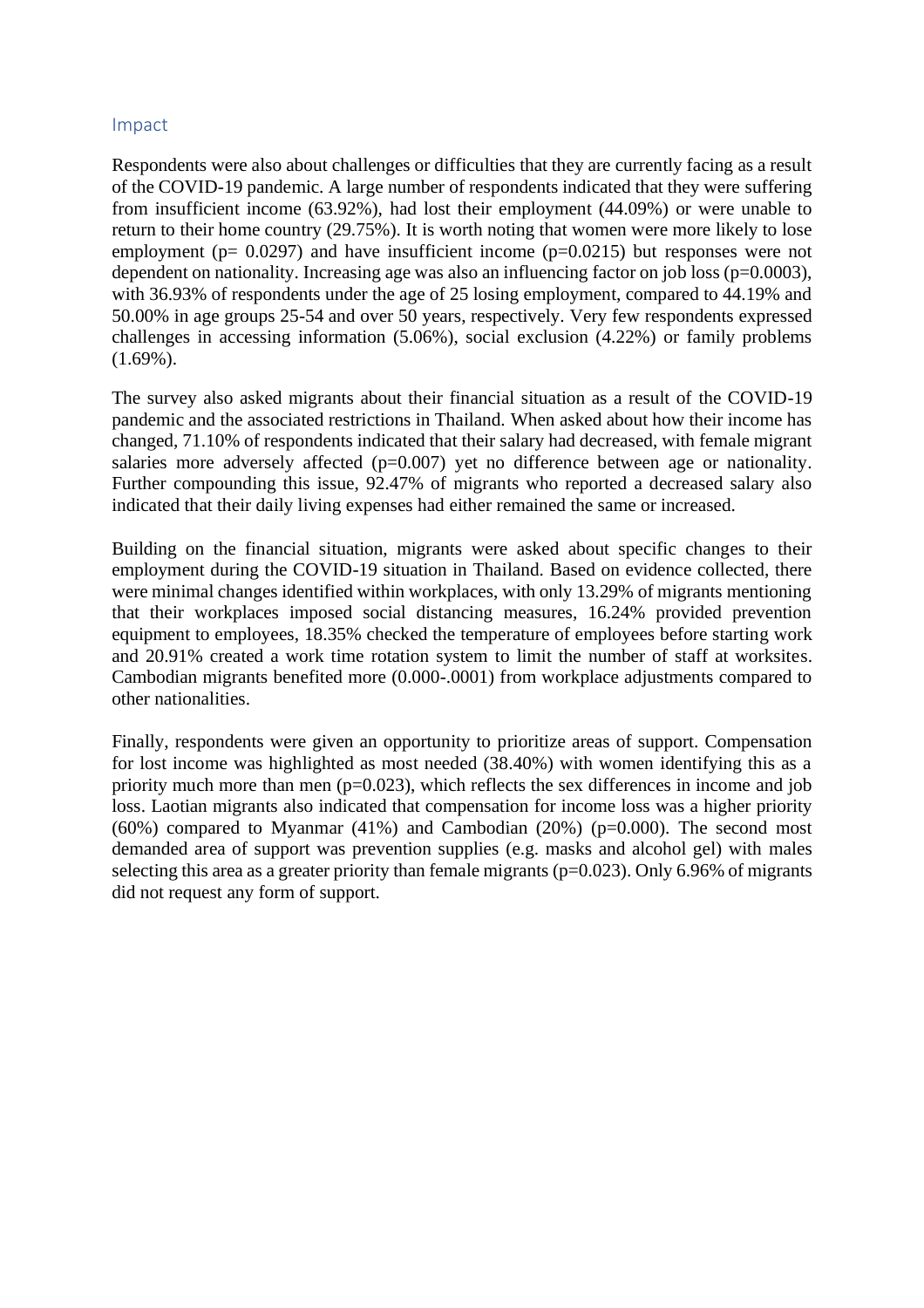## Impact

Respondents were also about challenges or difficulties that they are currently facing as a result of the COVID-19 pandemic. A large number of respondents indicated that they were suffering from insufficient income (63.92%), had lost their employment (44.09%) or were unable to return to their home country (29.75%). It is worth noting that women were more likely to lose employment ($p = 0.0297$) and have insufficient income ($p = 0.0215$) but responses were not dependent on nationality. Increasing age was also an influencing factor on job loss ($p = 0.0003$), with 36.93% of respondents under the age of 25 losing employment, compared to 44.19% and 50.00% in age groups 25-54 and over 50 years, respectively. Very few respondents expressed challenges in accessing information (5.06%), social exclusion (4.22%) or family problems (1.69%).

The survey also asked migrants about their financial situation as a result of the COVID-19 pandemic and the associated restrictions in Thailand. When asked about how their income has changed, 71.10% of respondents indicated that their salary had decreased, with female migrant salaries more adversely affected ($p = 0.007$) yet no difference between age or nationality. Further compounding this issue, 92.47% of migrants who reported a decreased salary also indicated that their daily living expenses had either remained the same or increased.

Building on the financial situation, migrants were asked about specific changes to their employment during the COVID-19 situation in Thailand. Based on evidence collected, there were minimal changes identified within workplaces, with only 13.29% of migrants mentioning that their workplaces imposed social distancing measures, 16.24% provided prevention equipment to employees, 18.35% checked the temperature of employees before starting work and 20.91% created a work time rotation system to limit the number of staff at worksites. Cambodian migrants benefited more (0.000-.0001) from workplace adjustments compared to other nationalities.

Finally, respondents were given an opportunity to prioritize areas of support. Compensation for lost income was highlighted as most needed (38.40%) with women identifying this as a priority much more than men ($p = 0.023$), which reflects the sex differences in income and job loss. Laotian migrants also indicated that compensation for income loss was a higher priority (60%) compared to Myanmar (41%) and Cambodian (20%) ($p = 0.000$). The second most demanded area of support was prevention supplies (e.g. masks and alcohol gel) with males selecting this area as a greater priority than female migrants ($p = 0.023$). Only 6.96% of migrants did not request any form of support.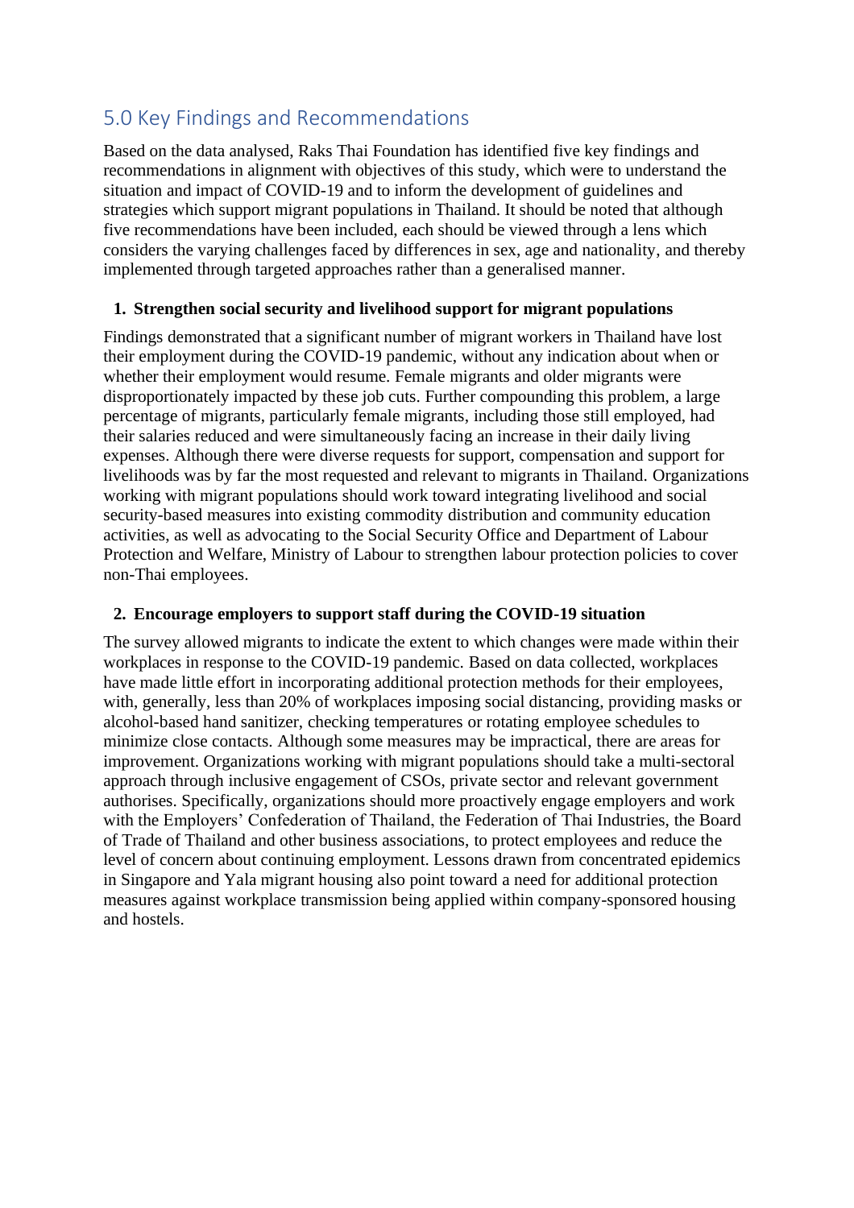## 5.0 Key Findings and Recommendations

Based on the data analysed, Raks Thai Foundation has identified five key findings and recommendations in alignment with objectives of this study, which were to understand the situation and impact of COVID-19 and to inform the development of guidelines and strategies which support migrant populations in Thailand. It should be noted that although five recommendations have been included, each should be viewed through a lens which considers the varying challenges faced by differences in sex, age and nationality, and thereby implemented through targeted approaches rather than a generalised manner.

### 1. Strengthen social security and livelihood support for migrant populations

Findings demonstrated that a significant number of migrant workers in Thailand have lost their employment during the COVID-19 pandemic, without any indication about when or whether their employment would resume. Female migrants and older migrants were disproportionately impacted by these job cuts. Further compounding this problem, a large percentage of migrants, particularly female migrants, including those still employed, had their salaries reduced and were simultaneously facing an increase in their daily living expenses. Although there were diverse requests for support, compensation and support for livelihoods was by far the most requested and relevant to migrants in Thailand. Organizations working with migrant populations should work toward integrating livelihood and social security-based measures into existing commodity distribution and community education activities, as well as advocating to the Social Security Office and Department of Labour Protection and Welfare, Ministry of Labour to strengthen labour protection policies to cover non-Thai employees.

### 2. Encourage employers to support staff during the COVID-19 situation

The survey allowed migrants to indicate the extent to which changes were made within their workplaces in response to the COVID-19 pandemic. Based on data collected, workplaces have made little effort in incorporating additional protection methods for their employees, with, generally, less than 20% of workplaces imposing social distancing, providing masks or alcohol-based hand sanitizer, checking temperatures or rotating employee schedules to minimize close contacts. Although some measures may be impractical, there are areas for improvement. Organizations working with migrant populations should take a multi-sectoral approach through inclusive engagement of CSOs, private sector and relevant government authorises. Specifically, organizations should more proactively engage employers and work with the Employers' Confederation of Thailand, the Federation of Thai Industries, the Board of Trade of Thailand and other business associations, to protect employees and reduce the level of concern about continuing employment. Lessons drawn from concentrated epidemics in Singapore and Yala migrant housing also point toward a need for additional protection measures against workplace transmission being applied within company-sponsored housing and hostels.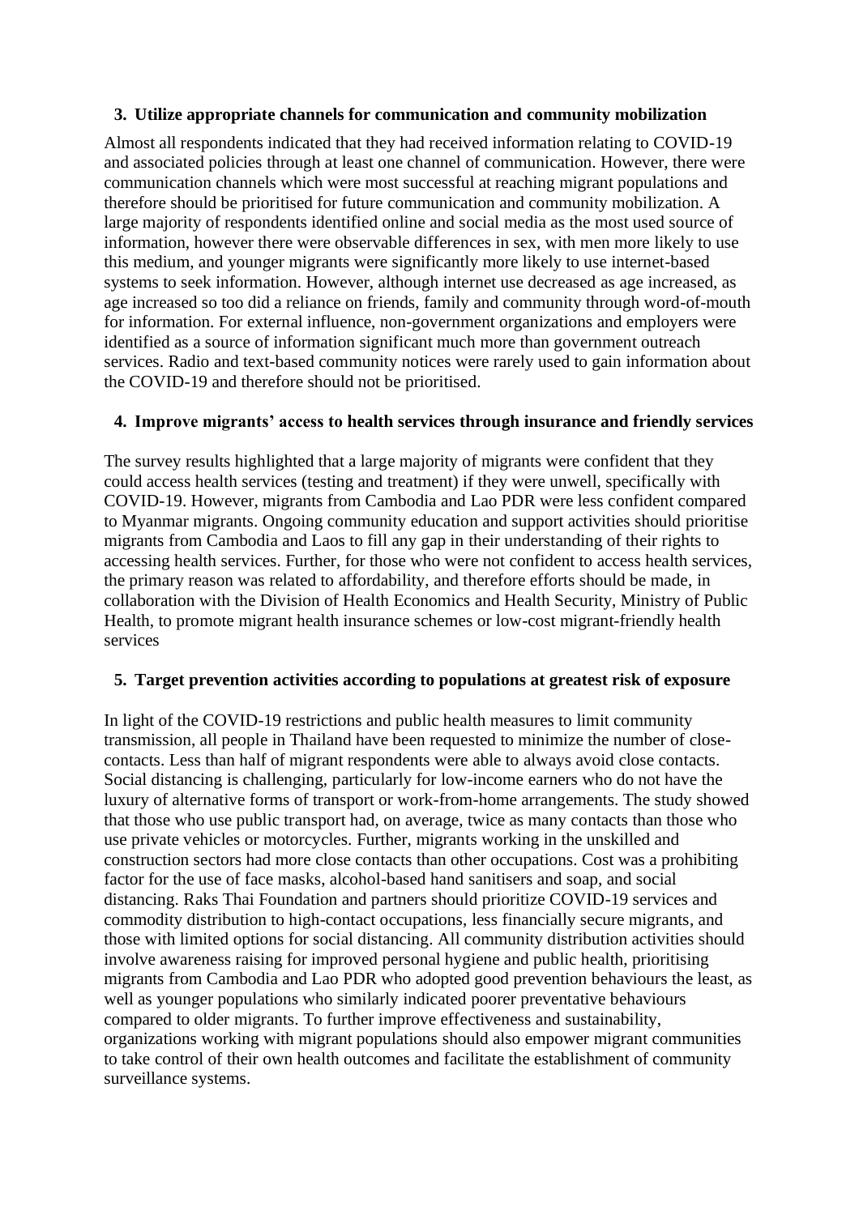### 3. Utilize appropriate channels for communication and community mobilization

Almost all respondents indicated that they had received information relating to COVID-19 and associated policies through at least one channel of communication. However, there were communication channels which were most successful at reaching migrant populations and therefore should be prioritised for future communication and community mobilization. A large majority of respondents identified online and social media as the most used source of information, however there were observable differences in sex, with men more likely to use this medium, and younger migrants were significantly more likely to use internet-based systems to seek information. However, although internet use decreased as age increased, as age increased so too did a reliance on friends, family and community through word-of-mouth for information. For external influence, non-government organizations and employers were identified as a source of information significant much more than government outreach services. Radio and text-based community notices were rarely used to gain information about the COVID-19 and therefore should not be prioritised.

### 4. Improve migrants' access to health services through insurance and friendly services

The survey results highlighted that a large majority of migrants were confident that they could access health services (testing and treatment) if they were unwell, specifically with COVID-19. However, migrants from Cambodia and Lao PDR were less confident compared to Myanmar migrants. Ongoing community education and support activities should prioritise migrants from Cambodia and Laos to fill any gap in their understanding of their rights to accessing health services. Further, for those who were not confident to access health services, the primary reason was related to affordability, and therefore efforts should be made, in collaboration with the Division of Health Economics and Health Security, Ministry of Public Health, to promote migrant health insurance schemes or low-cost migrant-friendly health services

### 5. Target prevention activities according to populations at greatest risk of exposure

In light of the COVID-19 restrictions and public health measures to limit community transmission, all people in Thailand have been requested to minimize the number of close-contacts. Less than half of migrant respondents were able to always avoid close contacts. Social distancing is challenging, particularly for low-income earners who do not have the luxury of alternative forms of transport or work-from-home arrangements. The study showed that those who use public transport had, on average, twice as many contacts than those who use private vehicles or motorcycles. Further, migrants working in the unskilled and construction sectors had more close contacts than other occupations. Cost was a prohibiting factor for the use of face masks, alcohol-based hand sanitisers and soap, and social distancing. Raks Thai Foundation and partners should prioritize COVID-19 services and commodity distribution to high-contact occupations, less financially secure migrants, and those with limited options for social distancing. All community distribution activities should involve awareness raising for improved personal hygiene and public health, prioritising migrants from Cambodia and Lao PDR who adopted good prevention behaviours the least, as well as younger populations who similarly indicated poorer preventative behaviours compared to older migrants. To further improve effectiveness and sustainability, organizations working with migrant populations should also empower migrant communities to take control of their own health outcomes and facilitate the establishment of community surveillance systems.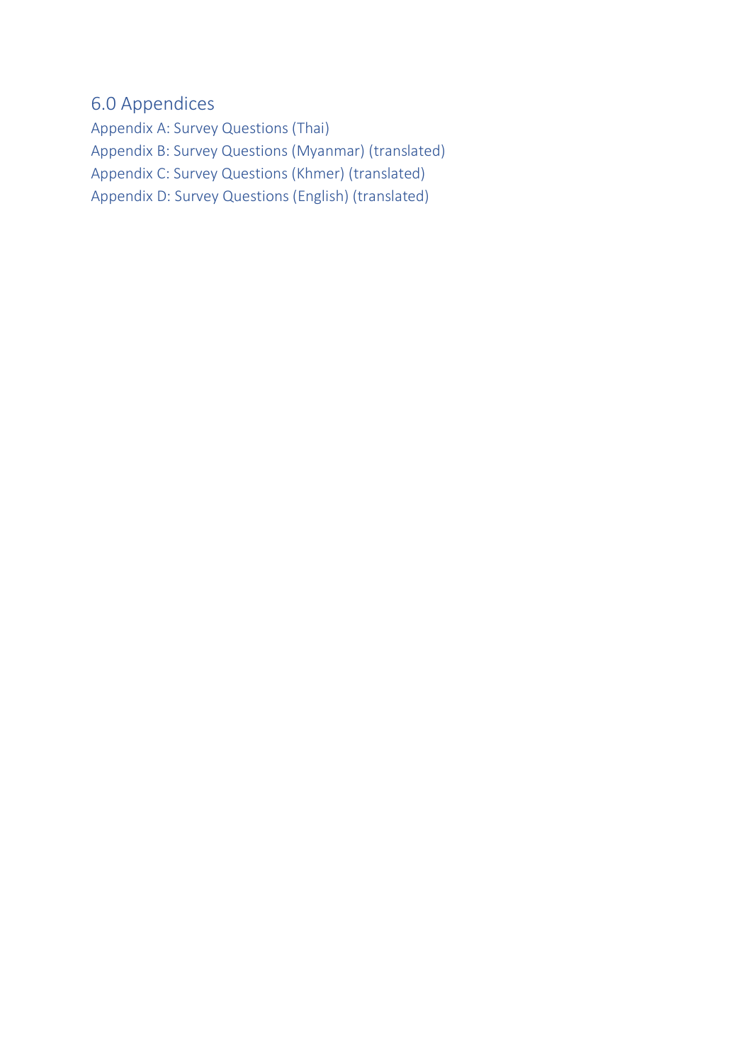## 6.0 Appendices

Appendix A: Survey Questions (Thai)

Appendix B: Survey Questions (Myanmar) (translated)

Appendix C: Survey Questions (Khmer) (translated)

Appendix D: Survey Questions (English) (translated)